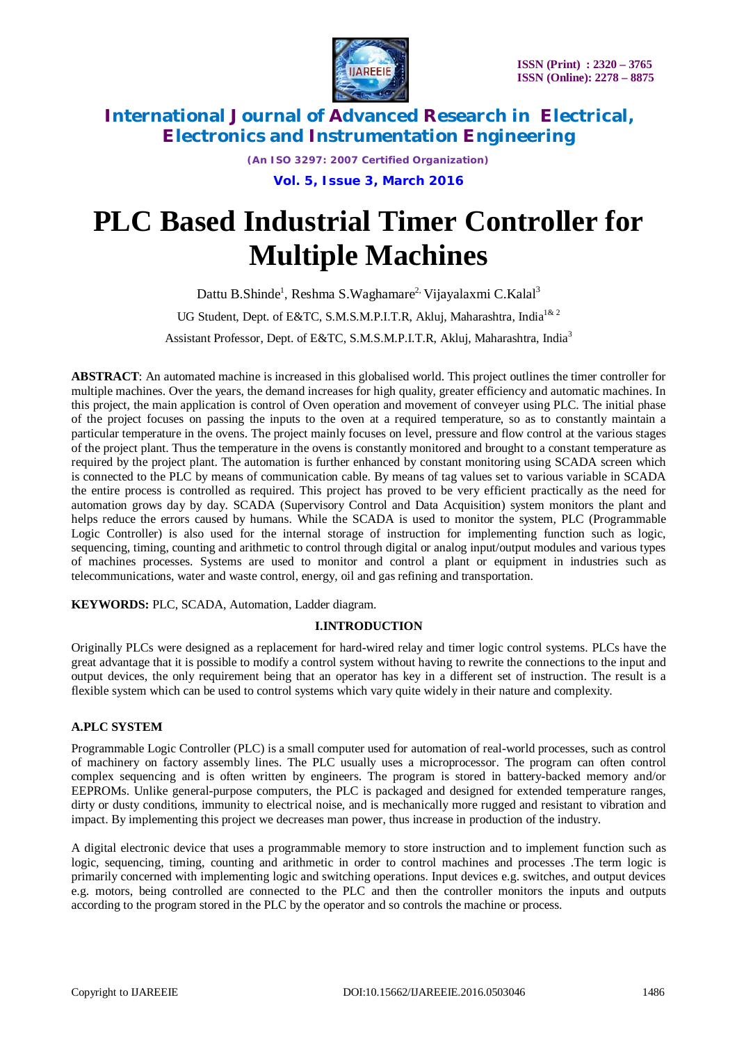# PLC Based Industrial Timer Controller for Multiple Machines

Dattu B.Shinde[1], Reshma S.Waghamare[2], Vijayalaxmi C.Kalal[3]

UG Student, Dept. of E&TC, S.M.S.M.P.I.T.R, Akluj, Maharashtra, India[1& 2]

Assistant Professor, Dept. of E&TC, S.M.S.M.P.I.T.R, Akluj, Maharashtra, India[3]

**ABSTRACT**: An automated machine is increased in this globalised world. This project outlines the timer controller for multiple machines. Over the years, the demand increases for high quality, greater efficiency and automatic machines. In this project, the main application is control of Oven operation and movement of conveyer using PLC. The initial phase of the project focuses on passing the inputs to the oven at a required temperature, so as to constantly maintain a particular temperature in the ovens. The project mainly focuses on level, pressure and flow control at the various stages of the project plant. Thus the temperature in the ovens is constantly monitored and brought to a constant temperature as required by the project plant. The automation is further enhanced by constant monitoring using SCADA screen which is connected to the PLC by means of communication cable. By means of tag values set to various variable in SCADA the entire process is controlled as required. This project has proved to be very efficient practically as the need for automation grows day by day. SCADA (Supervisory Control and Data Acquisition) system monitors the plant and helps reduce the errors caused by humans. While the SCADA is used to monitor the system, PLC (Programmable Logic Controller) is also used for the internal storage of instruction for implementing function such as logic, sequencing, timing, counting and arithmetic to control through digital or analog input/output modules and various types of machines processes. Systems are used to monitor and control a plant or equipment in industries such as telecommunications, water and waste control, energy, oil and gas refining and transportation.

**KEYWORDS:** PLC, SCADA, Automation, Ladder diagram.

## I.INTRODUCTION

Originally PLCs were designed as a replacement for hard-wired relay and timer logic control systems. PLCs have the great advantage that it is possible to modify a control system without having to rewrite the connections to the input and output devices, the only requirement being that an operator has key in a different set of instruction. The result is a flexible system which can be used to control systems which vary quite widely in their nature and complexity.

### A.PLC SYSTEM

Programmable Logic Controller (PLC) is a small computer used for automation of real-world processes, such as control of machinery on factory assembly lines. The PLC usually uses a microprocessor. The program can often control complex sequencing and is often written by engineers. The program is stored in battery-backed memory and/or EEPROMs. Unlike general-purpose computers, the PLC is packaged and designed for extended temperature ranges, dirty or dusty conditions, immunity to electrical noise, and is mechanically more rugged and resistant to vibration and impact. By implementing this project we decreases man power, thus increase in production of the industry.

A digital electronic device that uses a programmable memory to store instruction and to implement function such as logic, sequencing, timing, counting and arithmetic in order to control machines and processes .The term logic is primarily concerned with implementing logic and switching operations. Input devices e.g. switches, and output devices e.g. motors, being controlled are connected to the PLC and then the controller monitors the inputs and outputs according to the program stored in the PLC by the operator and so controls the machine or process.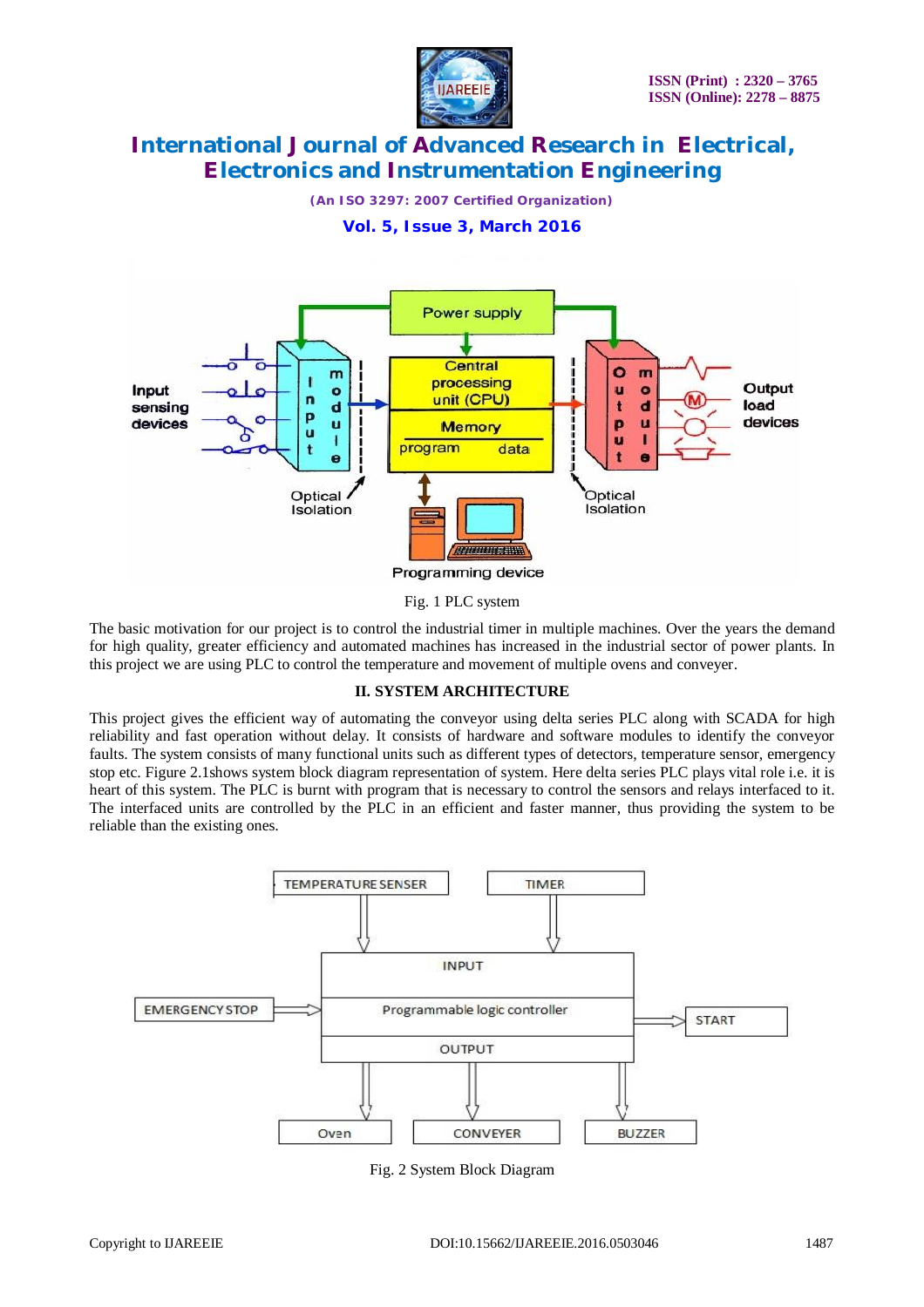Fig. 1 PLC system

The basic motivation for our project is to control the industrial timer in multiple machines. Over the years the demand for high quality, greater efficiency and automated machines has increased in the industrial sector of power plants. In this project we are using PLC to control the temperature and movement of multiple ovens and conveyer.

## II. SYSTEM ARCHITECTURE

This project gives the efficient way of automating the conveyor using delta series PLC along with SCADA for high reliability and fast operation without delay. It consists of hardware and software modules to identify the conveyor faults. The system consists of many functional units such as different types of detectors, temperature sensor, emergency stop etc. Figure 2.1shows system block diagram representation of system. Here delta series PLC plays vital role i.e. it is heart of this system. The PLC is burnt with program that is necessary to control the sensors and relays interfaced to it. The interfaced units are controlled by the PLC in an efficient and faster manner, thus providing the system to be reliable than the existing ones.

Fig. 2 System Block Diagram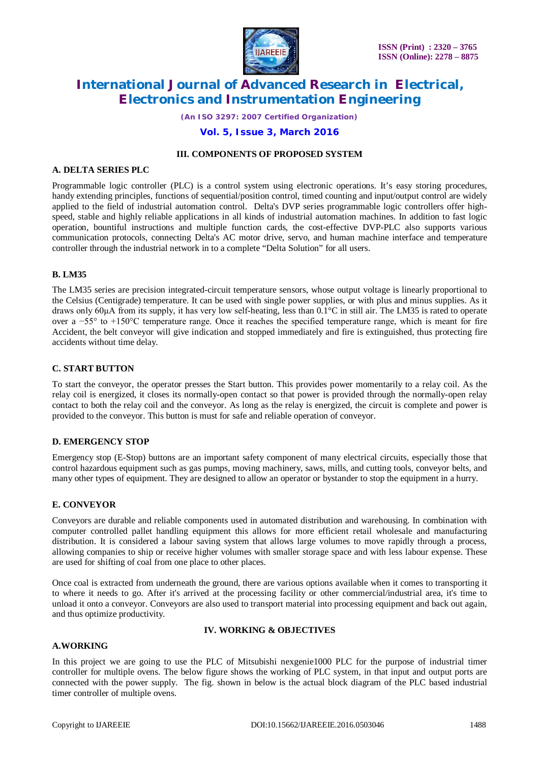## III. COMPONENTS OF PROPOSED SYSTEM

### A. DELTA SERIES PLC

Programmable logic controller (PLC) is a control system using electronic operations. It's easy storing procedures, handy extending principles, functions of sequential/position control, timed counting and input/output control are widely applied to the field of industrial automation control. Delta's DVP series programmable logic controllers offer high-speed, stable and highly reliable applications in all kinds of industrial automation machines. In addition to fast logic operation, bountiful instructions and multiple function cards, the cost-effective DVP-PLC also supports various communication protocols, connecting Delta's AC motor drive, servo, and human machine interface and temperature controller through the industrial network in to a complete "Delta Solution" for all users.

### B. LM35

The LM35 series are precision integrated-circuit temperature sensors, whose output voltage is linearly proportional to the Celsius (Centigrade) temperature. It can be used with single power supplies, or with plus and minus supplies. As it draws only 60μA from its supply, it has very low self-heating, less than 0.1°C in still air. The LM35 is rated to operate over a −55° to +150°C temperature range. Once it reaches the specified temperature range, which is meant for fire Accident, the belt conveyor will give indication and stopped immediately and fire is extinguished, thus protecting fire accidents without time delay.

### C. START BUTTON

To start the conveyor, the operator presses the Start button. This provides power momentarily to a relay coil. As the relay coil is energized, it closes its normally-open contact so that power is provided through the normally-open relay contact to both the relay coil and the conveyor. As long as the relay is energized, the circuit is complete and power is provided to the conveyor. This button is must for safe and reliable operation of conveyor.

### D. EMERGENCY STOP

Emergency stop (E-Stop) buttons are an important safety component of many electrical circuits, especially those that control hazardous equipment such as gas pumps, moving machinery, saws, mills, and cutting tools, conveyor belts, and many other types of equipment. They are designed to allow an operator or bystander to stop the equipment in a hurry.

### E. CONVEYOR

Conveyors are durable and reliable components used in automated distribution and warehousing. In combination with computer controlled pallet handling equipment this allows for more efficient retail wholesale and manufacturing distribution. It is considered a labour saving system that allows large volumes to move rapidly through a process, allowing companies to ship or receive higher volumes with smaller storage space and with less labour expense. These are used for shifting of coal from one place to other places.

Once coal is extracted from underneath the ground, there are various options available when it comes to transporting it to where it needs to go. After it's arrived at the processing facility or other commercial/industrial area, it's time to unload it onto a conveyor. Conveyors are also used to transport material into processing equipment and back out again, and thus optimize productivity.

## IV. WORKING & OBJECTIVES

### A.WORKING

In this project we are going to use the PLC of Mitsubishi nexgenie1000 PLC for the purpose of industrial timer controller for multiple ovens. The below figure shows the working of PLC system, in that input and output ports are connected with the power supply. The fig. shown in below is the actual block diagram of the PLC based industrial timer controller of multiple ovens.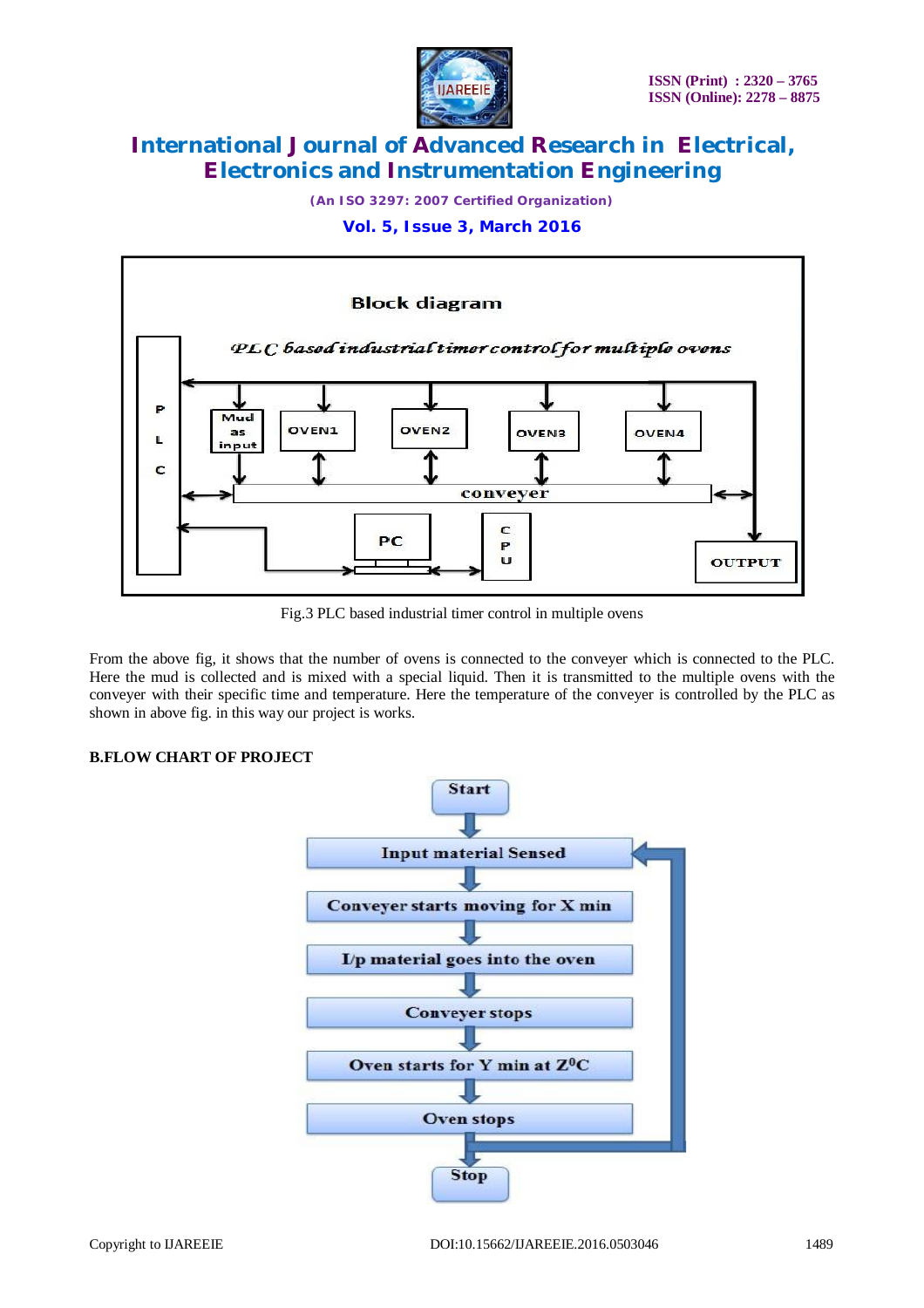Fig.3 PLC based industrial timer control in multiple ovens

From the above fig, it shows that the number of ovens is connected to the conveyer which is connected to the PLC. Here the mud is collected and is mixed with a special liquid. Then it is transmitted to the multiple ovens with the conveyer with their specific time and temperature. Here the temperature of the conveyer is controlled by the PLC as shown in above fig. in this way our project is works.

### B.FLOW CHART OF PROJECT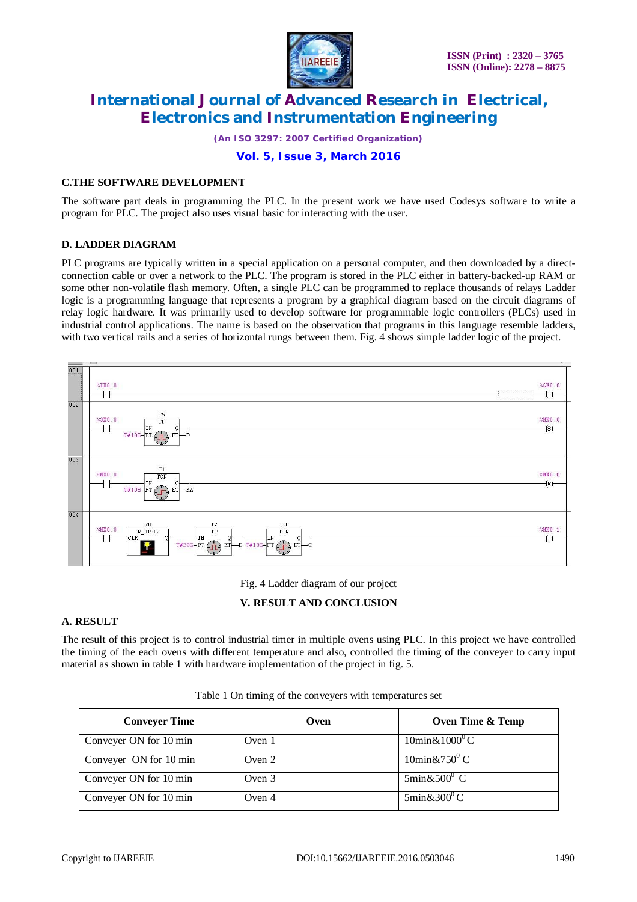### C.THE SOFTWARE DEVELOPMENT

The software part deals in programming the PLC. In the present work we have used Codesys software to write a program for PLC. The project also uses visual basic for interacting with the user.

### D. LADDER DIAGRAM

PLC programs are typically written in a special application on a personal computer, and then downloaded by a direct-connection cable or over a network to the PLC. The program is stored in the PLC either in battery-backed-up RAM or some other non-volatile flash memory. Often, a single PLC can be programmed to replace thousands of relays Ladder logic is a programming language that represents a program by a graphical diagram based on the circuit diagrams of relay logic hardware. It was primarily used to develop software for programmable logic controllers (PLCs) used in industrial control applications. The name is based on the observation that programs in this language resemble ladders, with two vertical rails and a series of horizontal rungs between them. Fig. 4 shows simple ladder logic of the project.

Fig. 4 Ladder diagram of our project

## V. RESULT AND CONCLUSION

### A. RESULT

The result of this project is to control industrial timer in multiple ovens using PLC. In this project we have controlled the timing of the each ovens with different temperature and also, controlled the timing of the conveyer to carry input material as shown in table 1 with hardware implementation of the project in fig. 5.

Table 1 On timing of the conveyers with temperatures set

| Conveyer Time | Oven | Oven Time & Temp |
|---|---|---|
| Conveyer ON for 10 min | Oven 1 | 10min&1000$^0$C |
| Conveyer ON for 10 min | Oven 2 | 10min&750$^0$ C |
| Conveyer ON for 10 min | Oven 3 | 5min&500$^0$ C |
| Conveyer ON for 10 min | Oven 4 | 5min&300$^0$C |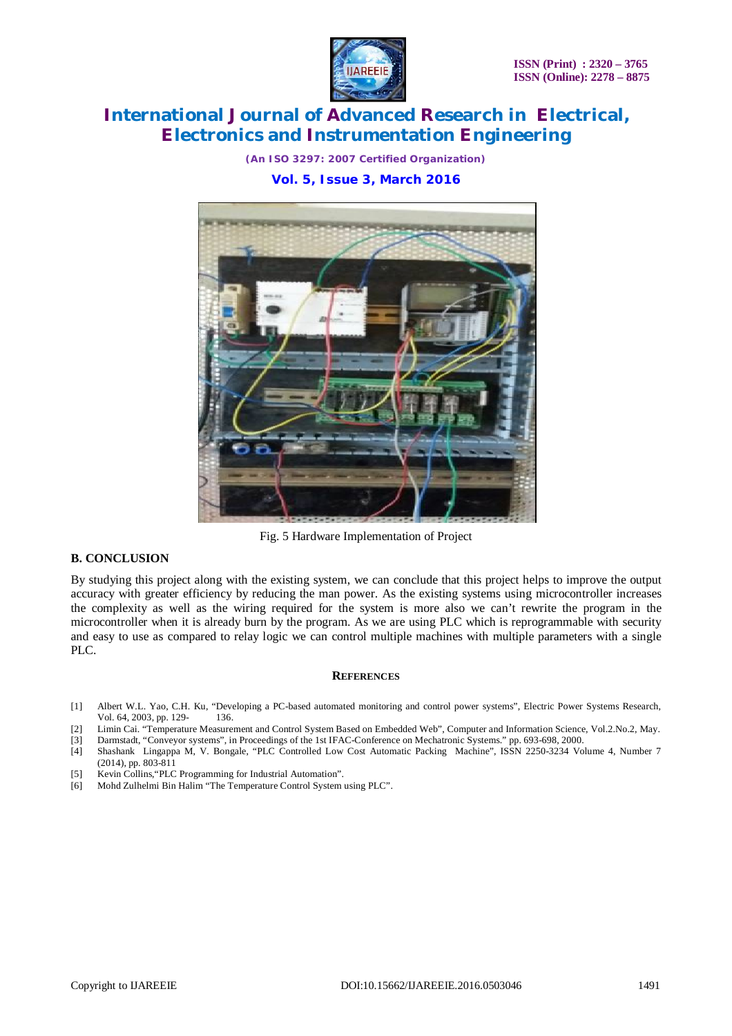Fig. 5 Hardware Implementation of Project

### B. CONCLUSION

By studying this project along with the existing system, we can conclude that this project helps to improve the output accuracy with greater efficiency by reducing the man power. As the existing systems using microcontroller increases the complexity as well as the wiring required for the system is more also we can't rewrite the program in the microcontroller when it is already burn by the program. As we are using PLC which is reprogrammable with security and easy to use as compared to relay logic we can control multiple machines with multiple parameters with a single PLC.

## REFERENCES

[1] Albert W.L. Yao, C.H. Ku, "Developing a PC-based automated monitoring and control power systems", Electric Power Systems Research, Vol. 64, 2003, pp. 129- 136.

[2] Limin Cai. "Temperature Measurement and Control System Based on Embedded Web", Computer and Information Science, Vol.2.No.2, May.

[3] Darmstadt, "Conveyor systems", in Proceedings of the 1st IFAC-Conference on Mechatronic Systems." pp. 693-698, 2000.

[4] Shashank Lingappa M, V. Bongale, "PLC Controlled Low Cost Automatic Packing Machine", ISSN 2250-3234 Volume 4, Number 7 (2014), pp. 803-811

[5] Kevin Collins,"PLC Programming for Industrial Automation".

[6] Mohd Zulhelmi Bin Halim "The Temperature Control System using PLC".